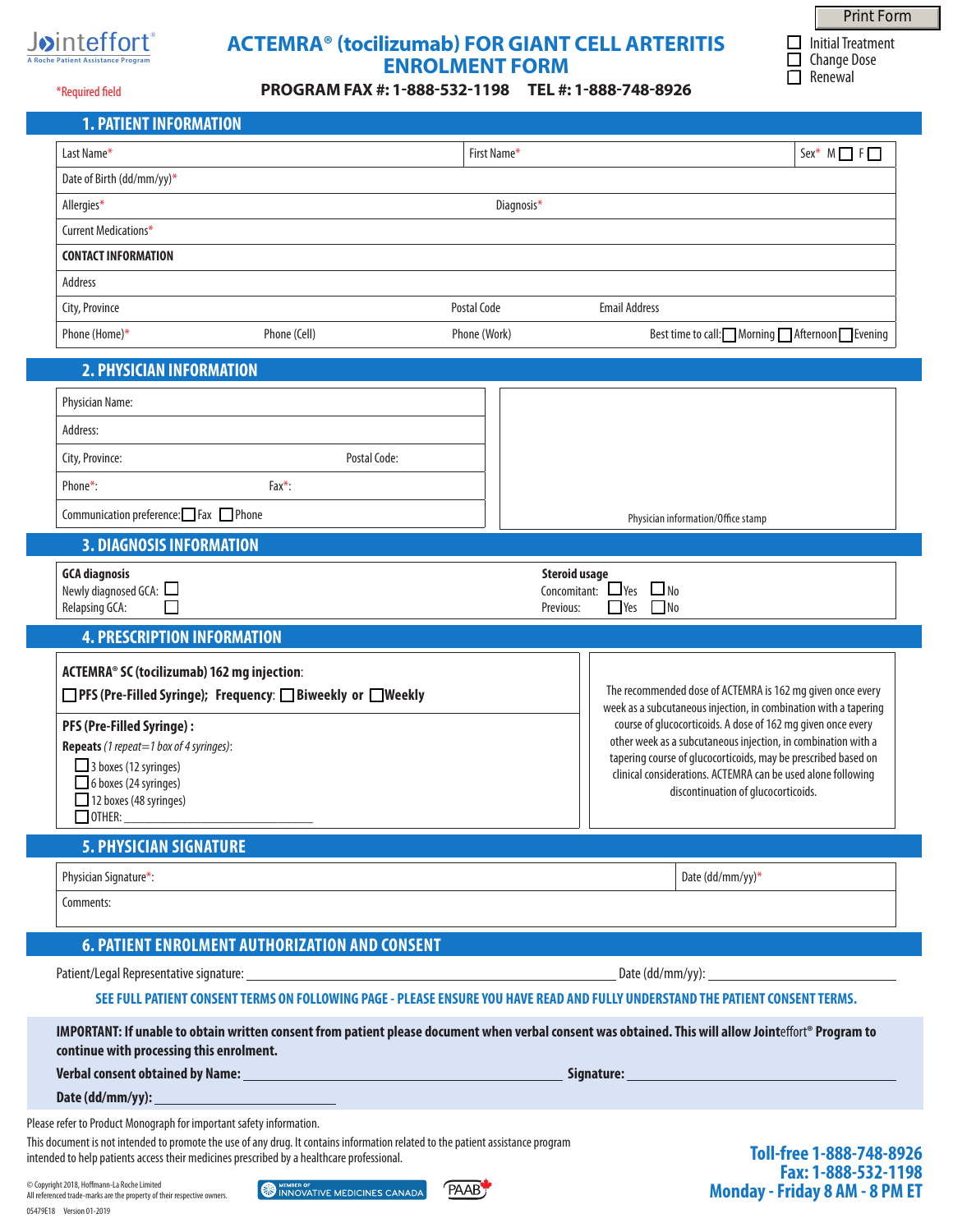Print Form

Jointeffort®
A Roche Patient Assistance Program

# ACTEMRA® (tocilizumab) FOR GIANT CELL ARTERITIS ENROLMENT FORM

☐ Initial Treatment
☐ Change Dose
☐ Renewal

*Required field

**PROGRAM FAX #: 1-888-532-1198 TEL #: 1-888-748-8926**

## 1. PATIENT INFORMATION

| Last Name* | First Name* | Sex* M ☐ F ☐ |
|---|---|---|
| Date of Birth (dd/mm/yy)* | | |
| Allergies* | Diagnosis* | |
| Current Medications* | | |
| **CONTACT INFORMATION** | | |
| Address | | |
| City, Province | Postal Code | Email Address |
| Phone (Home)* | Phone (Cell) | Phone (Work) |

Best time to call: ☐ Morning ☐ Afternoon ☐ Evening

## 2. PHYSICIAN INFORMATION

| Physician Name: | |
|---|---|
| Address: | |
| City, Province: | Postal Code: |
| Phone*: | Fax*: |
| Communication preference: ☐ Fax ☐ Phone | |

Physician information/Office stamp

## 3. DIAGNOSIS INFORMATION

**GCA diagnosis**
Newly diagnosed GCA: ☐
Relapsing GCA: ☐

**Steroid usage**
Concomitant: ☐ Yes ☐ No
Previous: ☐ Yes ☐ No

## 4. PRESCRIPTION INFORMATION

**ACTEMRA® SC (tocilizumab) 162 mg injection**:

☐ **PFS (Pre-Filled Syringe); Frequency**: ☐ **Biweekly or** ☐ **Weekly**

**PFS (Pre-Filled Syringe) :**

**Repeats** *(1 repeat=1 box of 4 syringes)*:

- ☐ 3 boxes (12 syringes)
- ☐ 6 boxes (24 syringes)
- ☐ 12 boxes (48 syringes)
- ☐ OTHER: ______________________

The recommended dose of ACTEMRA is 162 mg given once every week as a subcutaneous injection, in combination with a tapering course of glucocorticoids. A dose of 162 mg given once every other week as a subcutaneous injection, in combination with a tapering course of glucocorticoids, may be prescribed based on clinical considerations. ACTEMRA can be used alone following discontinuation of glucocorticoids.

## 5. PHYSICIAN SIGNATURE

| Physician Signature*: | Date (dd/mm/yy)* |
|---|---|
| Comments: | |

## 6. PATIENT ENROLMENT AUTHORIZATION AND CONSENT

Patient/Legal Representative signature: ______________________ Date (dd/mm/yy): ______________

**SEE FULL PATIENT CONSENT TERMS ON FOLLOWING PAGE - PLEASE ENSURE YOU HAVE READ AND FULLY UNDERSTAND THE PATIENT CONSENT TERMS.**

**IMPORTANT: If unable to obtain written consent from patient please document when verbal consent was obtained. This will allow Jointeffort® Program to continue with processing this enrolment.**

**Verbal consent obtained by Name:** ______________________ **Signature:** ______________________

**Date (dd/mm/yy):** ______________

Please refer to Product Monograph for important safety information.

This document is not intended to promote the use of any drug. It contains information related to the patient assistance program intended to help patients access their medicines prescribed by a healthcare professional.

**Toll-free 1-888-748-8926**
**Fax: 1-888-532-1198**
**Monday - Friday 8 AM - 8 PM ET**

© Copyright 2018, Hoffmann-La Roche Limited
All referenced trade-marks are the property of their respective owners.
05479E18 Version 01-2019

MEMBER OF INNOVATIVE MEDICINES CANADA

PAAB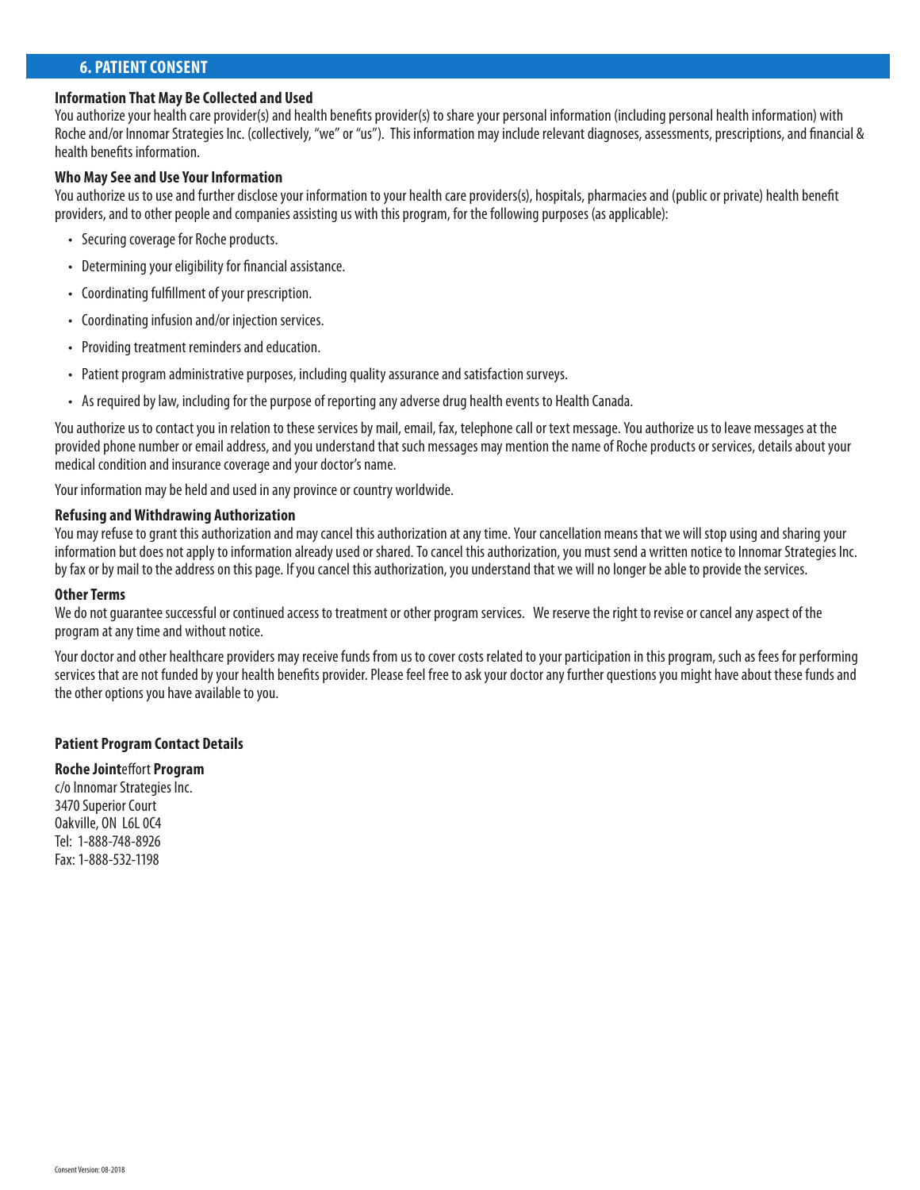## 6. PATIENT CONSENT

**Information That May Be Collected and Used**

You authorize your health care provider(s) and health benefits provider(s) to share your personal information (including personal health information) with Roche and/or Innomar Strategies Inc. (collectively, "we" or "us"). This information may include relevant diagnoses, assessments, prescriptions, and financial & health benefits information.

**Who May See and Use Your Information**

You authorize us to use and further disclose your information to your health care providers(s), hospitals, pharmacies and (public or private) health benefit providers, and to other people and companies assisting us with this program, for the following purposes (as applicable):

- Securing coverage for Roche products.
- Determining your eligibility for financial assistance.
- Coordinating fulfillment of your prescription.
- Coordinating infusion and/or injection services.
- Providing treatment reminders and education.
- Patient program administrative purposes, including quality assurance and satisfaction surveys.
- As required by law, including for the purpose of reporting any adverse drug health events to Health Canada.

You authorize us to contact you in relation to these services by mail, email, fax, telephone call or text message. You authorize us to leave messages at the provided phone number or email address, and you understand that such messages may mention the name of Roche products or services, details about your medical condition and insurance coverage and your doctor's name.

Your information may be held and used in any province or country worldwide.

**Refusing and Withdrawing Authorization**

You may refuse to grant this authorization and may cancel this authorization at any time. Your cancellation means that we will stop using and sharing your information but does not apply to information already used or shared. To cancel this authorization, you must send a written notice to Innomar Strategies Inc. by fax or by mail to the address on this page. If you cancel this authorization, you understand that we will no longer be able to provide the services.

**Other Terms**

We do not guarantee successful or continued access to treatment or other program services. We reserve the right to revise or cancel any aspect of the program at any time and without notice.

Your doctor and other healthcare providers may receive funds from us to cover costs related to your participation in this program, such as fees for performing services that are not funded by your health benefits provider. Please feel free to ask your doctor any further questions you might have about these funds and the other options you have available to you.

**Patient Program Contact Details**

**Roche Joint**effort **Program**
c/o Innomar Strategies Inc.
3470 Superior Court
Oakville, ON L6L 0C4
Tel: 1-888-748-8926
Fax: 1-888-532-1198

Consent Version: 08-2018